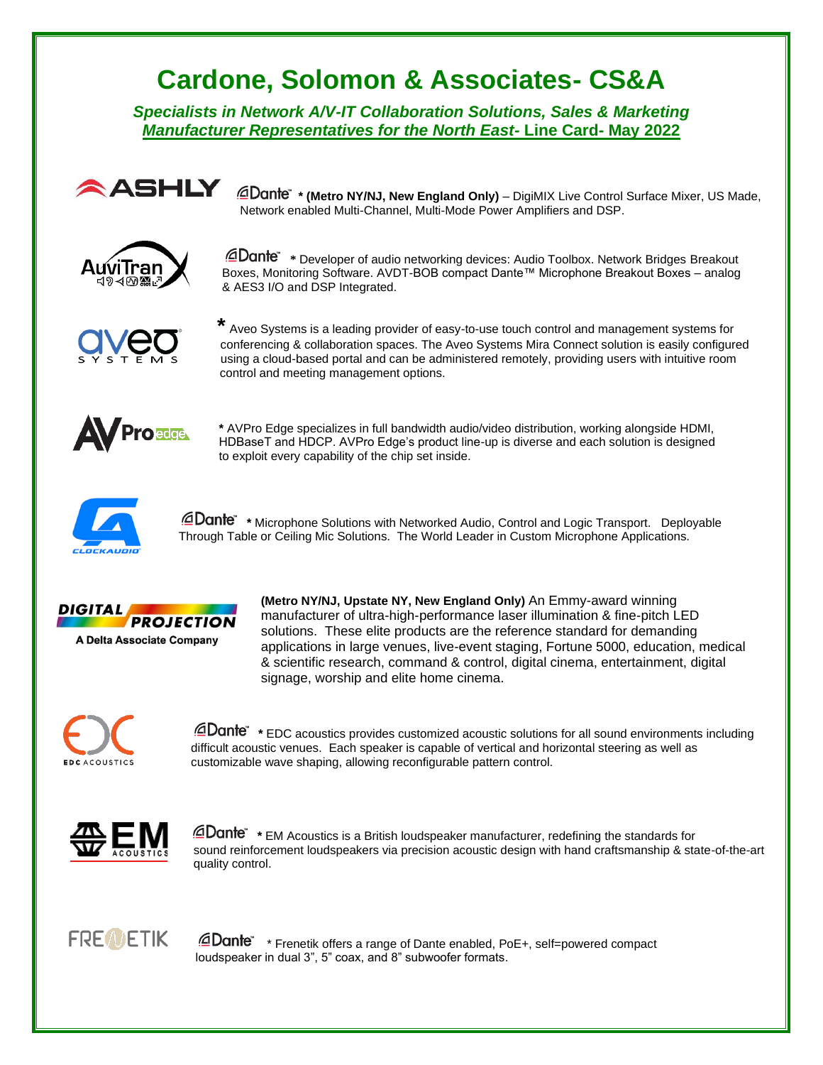# Cardone, Solomon & Associates- CS&A

***Specialists in Network A/V-IT Collaboration Solutions, Sales & Marketing***

***Manufacturer Representatives for the North East- Line Card- May 2022***

**ASHLY** — Dante **\* (Metro NY/NJ, New England Only)** – DigiMIX Live Control Surface Mixer, US Made, Network enabled Multi-Channel, Multi-Mode Power Amplifiers and DSP.

**AuviTran** — Dante **\*** Developer of audio networking devices: Audio Toolbox. Network Bridges Breakout Boxes, Monitoring Software. AVDT-BOB compact Dante™ Microphone Breakout Boxes – analog & AES3 I/O and DSP Integrated.

**aveo SYSTEMS** — **\*** Aveo Systems is a leading provider of easy-to-use touch control and management systems for conferencing & collaboration spaces. The Aveo Systems Mira Connect solution is easily configured using a cloud-based portal and can be administered remotely, providing users with intuitive room control and meeting management options.

**AVPro edge** — **\*** AVPro Edge specializes in full bandwidth audio/video distribution, working alongside HDMI, HDBaseT and HDCP. AVPro Edge's product line-up is diverse and each solution is designed to exploit every capability of the chip set inside.

**CLOCKAUDIO** — Dante **\*** Microphone Solutions with Networked Audio, Control and Logic Transport. Deployable Through Table or Ceiling Mic Solutions. The World Leader in Custom Microphone Applications.

**DIGITAL PROJECTION — A Delta Associate Company** — **(Metro NY/NJ, Upstate NY, New England Only)** An Emmy-award winning manufacturer of ultra-high-performance laser illumination & fine-pitch LED solutions. These elite products are the reference standard for demanding applications in large venues, live-event staging, Fortune 5000, education, medical & scientific research, command & control, digital cinema, entertainment, digital signage, worship and elite home cinema.

**EDC ACOUSTICS** — Dante **\*** EDC acoustics provides customized acoustic solutions for all sound environments including difficult acoustic venues. Each speaker is capable of vertical and horizontal steering as well as customizable wave shaping, allowing reconfigurable pattern control.

**EM ACOUSTICS** — Dante **\*** EM Acoustics is a British loudspeaker manufacturer, redefining the standards for sound reinforcement loudspeakers via precision acoustic design with hand craftsmanship & state-of-the-art quality control.

**FRENETIK** — Dante \* Frenetik offers a range of Dante enabled, PoE+, self=powered compact loudspeaker in dual 3", 5" coax, and 8" subwoofer formats.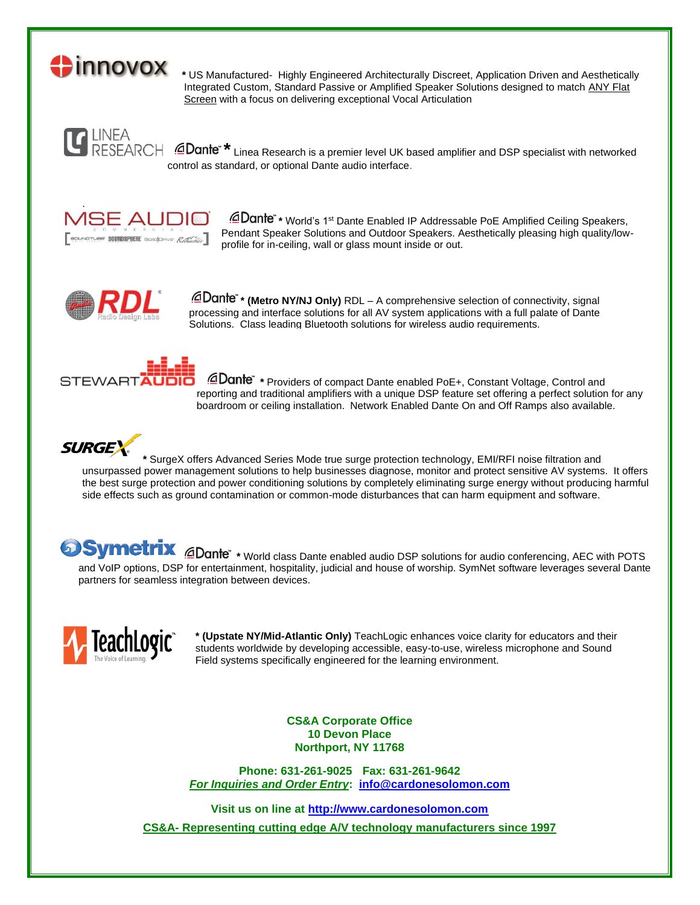**innovox** * US Manufactured- Highly Engineered Architecturally Discreet, Application Driven and Aesthetically Integrated Custom, Standard Passive or Amplified Speaker Solutions designed to match ANY Flat Screen with a focus on delivering exceptional Vocal Articulation

**LINEA RESEARCH** Dante * Linea Research is a premier level UK based amplifier and DSP specialist with networked control as standard, or optional Dante audio interface.

**MSE AUDIO** Dante * World's 1st Dante Enabled IP Addressable PoE Amplified Ceiling Speakers, Pendant Speaker Solutions and Outdoor Speakers. Aesthetically pleasing high quality/low-profile for in-ceiling, wall or glass mount inside or out.

**RDL** Dante * **(Metro NY/NJ Only)** RDL – A comprehensive selection of connectivity, signal processing and interface solutions for all AV system applications with a full palate of Dante Solutions. Class leading Bluetooth solutions for wireless audio requirements.

**STEWART AUDIO** Dante * Providers of compact Dante enabled PoE+, Constant Voltage, Control and reporting and traditional amplifiers with a unique DSP feature set offering a perfect solution for any boardroom or ceiling installation. Network Enabled Dante On and Off Ramps also available.

**SURGEX** * SurgeX offers Advanced Series Mode true surge protection technology, EMI/RFI noise filtration and unsurpassed power management solutions to help businesses diagnose, monitor and protect sensitive AV systems. It offers the best surge protection and power conditioning solutions by completely eliminating surge energy without producing harmful side effects such as ground contamination or common-mode disturbances that can harm equipment and software.

**Symetrix** Dante * World class Dante enabled audio DSP solutions for audio conferencing, AEC with POTS and VoIP options, DSP for entertainment, hospitality, judicial and house of worship. SymNet software leverages several Dante partners for seamless integration between devices.

**TeachLogic** * **(Upstate NY/Mid-Atlantic Only)** TeachLogic enhances voice clarity for educators and their students worldwide by developing accessible, easy-to-use, wireless microphone and Sound Field systems specifically engineered for the learning environment.

**CS&A Corporate Office**
**10 Devon Place**
**Northport, NY 11768**

**Phone: 631-261-9025 Fax: 631-261-9642**
***For Inquiries and Order Entry*: info@cardonesolomon.com**

**Visit us on line at http://www.cardonesolomon.com**

**CS&A- Representing cutting edge A/V technology manufacturers since 1997**